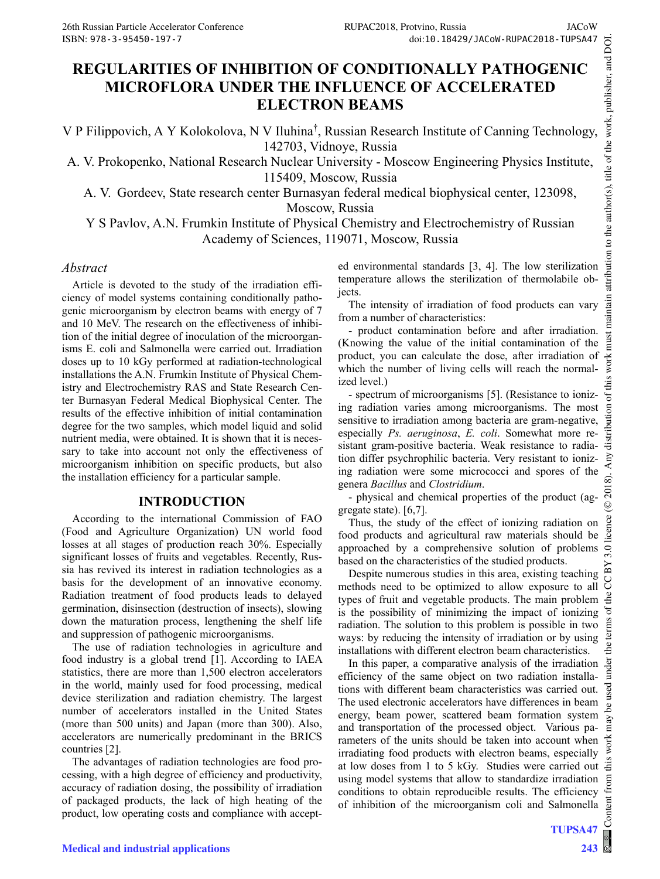# REGULARITIES OF INHIBITION OF CONDITIONALLY PATHOGENIC MICROFLORA UNDER THE INFLUENCE OF ACCELERATED ELECTRON BEAMS

V P Filippovich, A Y Kolokolova, N V Iluhina[†], Russian Research Institute of Canning Technology, 142703, Vidnoye, Russia

A. V. Prokopenko, National Research Nuclear University - Moscow Engineering Physics Institute, 115409, Moscow, Russia

A. V. Gordeev, State research center Burnasyan federal medical biophysical center, 123098, Moscow, Russia

Y S Pavlov, A.N. Frumkin Institute of Physical Chemistry and Electrochemistry of Russian Academy of Sciences, 119071, Moscow, Russia

## *Abstract*

Article is devoted to the study of the irradiation efficiency of model systems containing conditionally pathogenic microorganism by electron beams with energy of 7 and 10 MeV. The research on the effectiveness of inhibition of the initial degree of inoculation of the microorganisms E. coli and Salmonella were carried out. Irradiation doses up to 10 kGy performed at radiation-technological installations the A.N. Frumkin Institute of Physical Chemistry and Electrochemistry RAS and State Research Center Burnasyan Federal Medical Biophysical Center. The results of the effective inhibition of initial contamination degree for the two samples, which model liquid and solid nutrient media, were obtained. It is shown that it is necessary to take into account not only the effectiveness of microorganism inhibition on specific products, but also the installation efficiency for a particular sample.

## INTRODUCTION

According to the international Commission of FAO (Food and Agriculture Organization) UN world food losses at all stages of production reach 30%. Especially significant losses of fruits and vegetables. Recently, Russia has revived its interest in radiation technologies as a basis for the development of an innovative economy. Radiation treatment of food products leads to delayed germination, disinsection (destruction of insects), slowing down the maturation process, lengthening the shelf life and suppression of pathogenic microorganisms.

The use of radiation technologies in agriculture and food industry is a global trend [1]. According to IAEA statistics, there are more than 1,500 electron accelerators in the world, mainly used for food processing, medical device sterilization and radiation chemistry. The largest number of accelerators installed in the United States (more than 500 units) and Japan (more than 300). Also, accelerators are numerically predominant in the BRICS countries [2].

The advantages of radiation technologies are food processing, with a high degree of efficiency and productivity, accuracy of radiation dosing, the possibility of irradiation of packaged products, the lack of high heating of the product, low operating costs and compliance with accepted environmental standards [3, 4]. The low sterilization temperature allows the sterilization of thermolabile objects.

The intensity of irradiation of food products can vary from a number of characteristics:

- product contamination before and after irradiation. (Knowing the value of the initial contamination of the product, you can calculate the dose, after irradiation of which the number of living cells will reach the normalized level.)

- spectrum of microorganisms [5]. (Resistance to ionizing radiation varies among microorganisms. The most sensitive to irradiation among bacteria are gram-negative, especially *Ps. aeruginosa*, *E. coli*. Somewhat more resistant gram-positive bacteria. Weak resistance to radiation differ psychrophilic bacteria. Very resistant to ionizing radiation were some micrococci and spores of the genera *Bacillus* and *Clostridium*.

- physical and chemical properties of the product (aggregate state). [6,7].

Thus, the study of the effect of ionizing radiation on food products and agricultural raw materials should be approached by a comprehensive solution of problems based on the characteristics of the studied products.

Despite numerous studies in this area, existing teaching methods need to be optimized to allow exposure to all types of fruit and vegetable products. The main problem is the possibility of minimizing the impact of ionizing radiation. The solution to this problem is possible in two ways: by reducing the intensity of irradiation or by using installations with different electron beam characteristics.

In this paper, a comparative analysis of the irradiation efficiency of the same object on two radiation installations with different beam characteristics was carried out. The used electronic accelerators have differences in beam energy, beam power, scattered beam formation system and transportation of the processed object. Various parameters of the units should be taken into account when irradiating food products with electron beams, especially at low doses from 1 to 5 kGy. Studies were carried out using model systems that allow to standardize irradiation conditions to obtain reproducible results. The efficiency of inhibition of the microorganism coli and Salmonella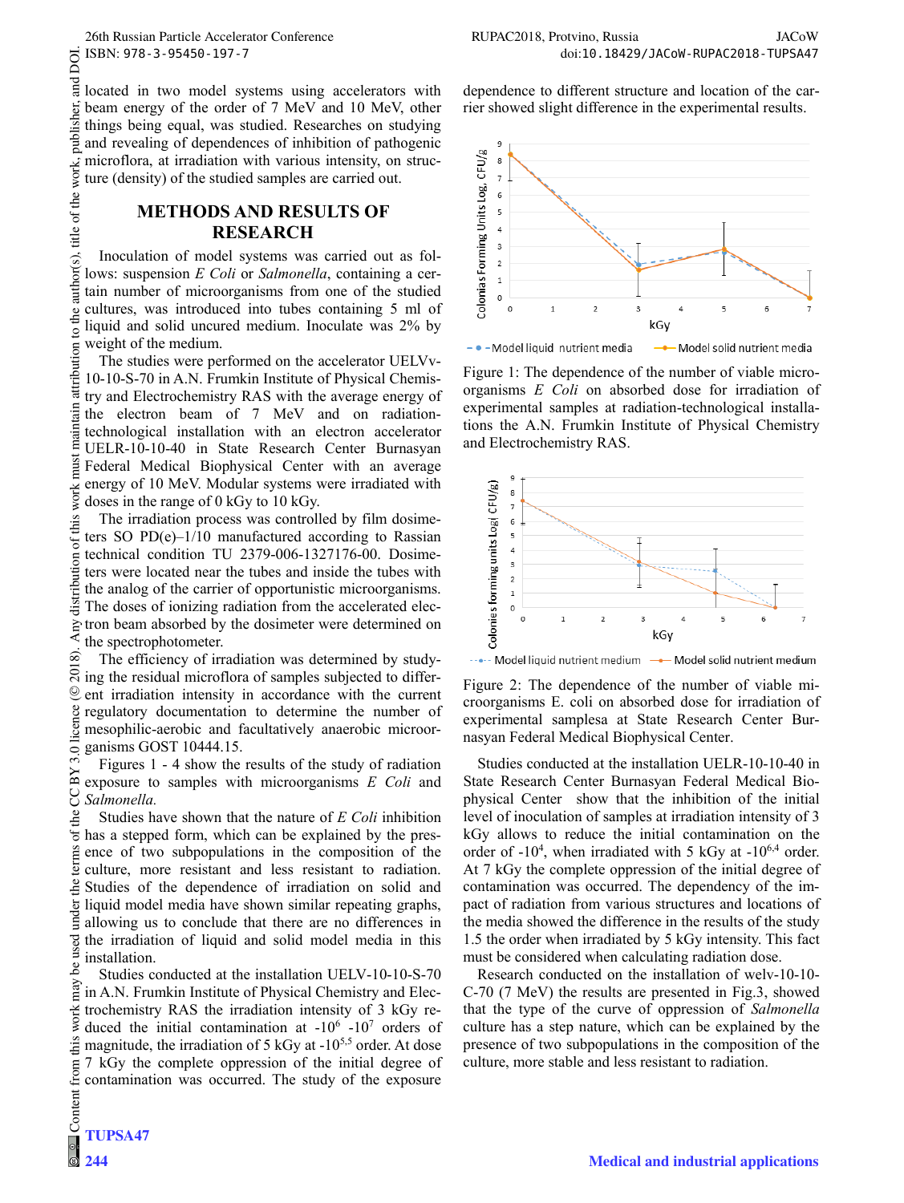located in two model systems using accelerators with beam energy of the order of 7 MeV and 10 MeV, other things being equal, was studied. Researches on studying and revealing of dependences of inhibition of pathogenic microflora, at irradiation with various intensity, on structure (density) of the studied samples are carried out.

## METHODS AND RESULTS OF RESEARCH

Inoculation of model systems was carried out as follows: suspension *E Coli* or *Salmonella*, containing a certain number of microorganisms from one of the studied cultures, was introduced into tubes containing 5 ml of liquid and solid uncured medium. Inoculate was 2% by weight of the medium.

The studies were performed on the accelerator UELVv-10-10-S-70 in A.N. Frumkin Institute of Physical Chemistry and Electrochemistry RAS with the average energy of the electron beam of 7 MeV and on radiation-technological installation with an electron accelerator UELR-10-10-40 in State Research Center Burnasyan Federal Medical Biophysical Center with an average energy of 10 MeV. Modular systems were irradiated with doses in the range of 0 kGy to 10 kGy.

The irradiation process was controlled by film dosimeters SO PD(e)–1/10 manufactured according to Rassian technical condition TU 2379-006-1327176-00. Dosimeters were located near the tubes and inside the tubes with the analog of the carrier of opportunistic microorganisms. The doses of ionizing radiation from the accelerated electron beam absorbed by the dosimeter were determined on the spectrophotometer.

The efficiency of irradiation was determined by studying the residual microflora of samples subjected to different irradiation intensity in accordance with the current regulatory documentation to determine the number of mesophilic-aerobic and facultatively anaerobic microorganisms GOST 10444.15.

Figures 1 - 4 show the results of the study of radiation exposure to samples with microorganisms *E Coli* and *Salmonella.*

Studies have shown that the nature of *E Coli* inhibition has a stepped form, which can be explained by the presence of two subpopulations in the composition of the culture, more resistant and less resistant to radiation. Studies of the dependence of irradiation on solid and liquid model media have shown similar repeating graphs, allowing us to conclude that there are no differences in the irradiation of liquid and solid model media in this installation.

Studies conducted at the installation UELV-10-10-S-70 in A.N. Frumkin Institute of Physical Chemistry and Electrochemistry RAS the irradiation intensity of 3 kGy reduced the initial contamination at $-10^{6}$ $-10^{7}$ orders of magnitude, the irradiation of 5 kGy at $-10^{5,5}$ order. At dose 7 kGy the complete oppression of the initial degree of contamination was occurred. The study of the exposure dependence to different structure and location of the carrier showed slight difference in the experimental results.

Figure 1: The dependence of the number of viable microorganisms *E Coli* on absorbed dose for irradiation of experimental samples at radiation-technological installations the A.N. Frumkin Institute of Physical Chemistry and Electrochemistry RAS.

Figure 2: The dependence of the number of viable microorganisms E. coli on absorbed dose for irradiation of experimental samplesa at State Research Center Burnasyan Federal Medical Biophysical Center.

Studies conducted at the installation UELR-10-10-40 in State Research Center Burnasyan Federal Medical Biophysical Center show that the inhibition of the initial level of inoculation of samples at irradiation intensity of 3 kGy allows to reduce the initial contamination on the order of $-10^{4}$, when irradiated with 5 kGy at $-10^{6,4}$ order. At 7 kGy the complete oppression of the initial degree of contamination was occurred. The dependency of the impact of radiation from various structures and locations of the media showed the difference in the results of the study 1.5 the order when irradiated by 5 kGy intensity. This fact must be considered when calculating radiation dose.

Research conducted on the installation of welv-10-10-C-70 (7 MeV) the results are presented in Fig.3, showed that the type of the curve of oppression of *Salmonella* culture has a step nature, which can be explained by the presence of two subpopulations in the composition of the culture, more stable and less resistant to radiation.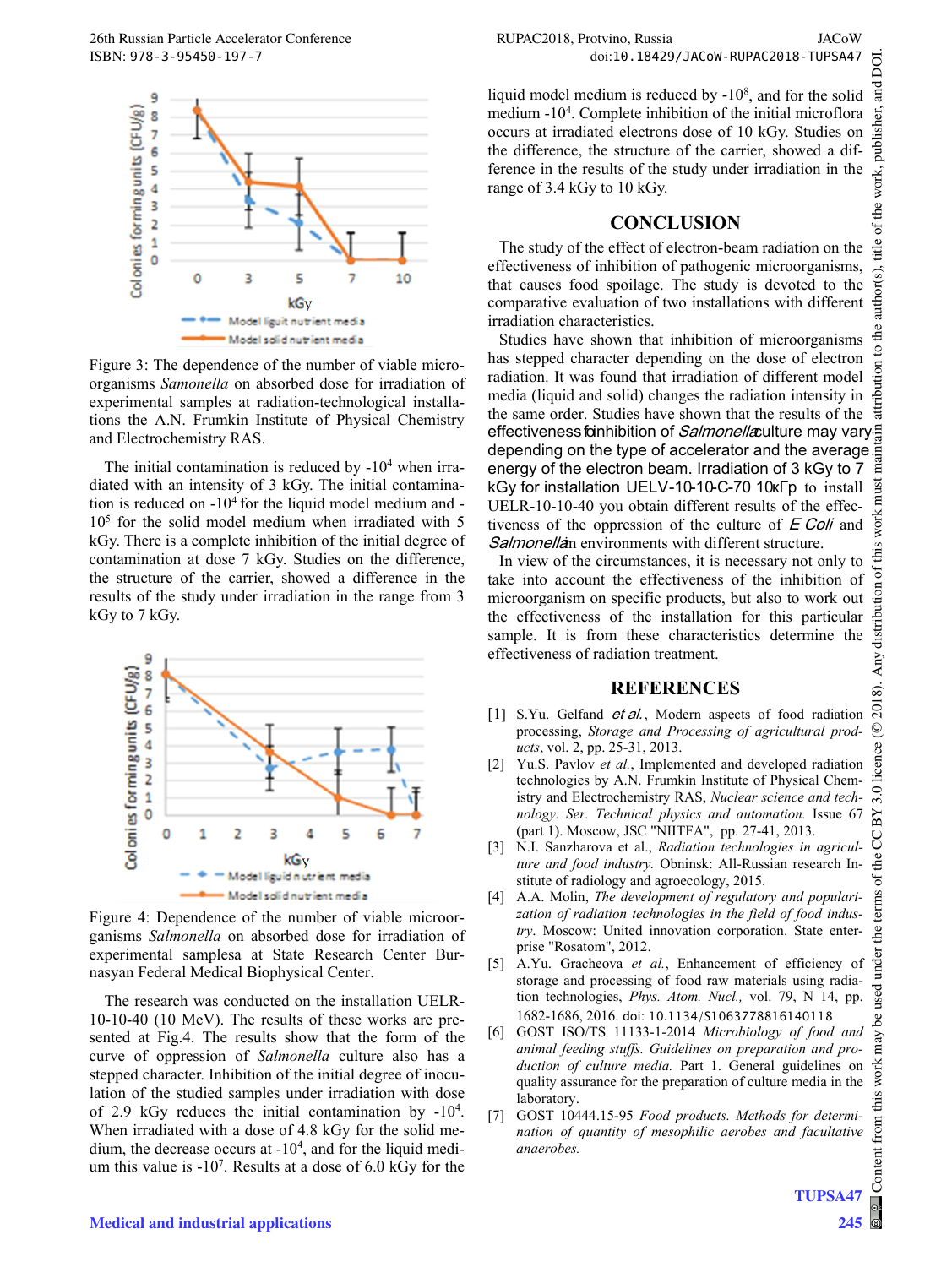9
8
7
6
5
4
3
2
1
0
Colonies forming units (CFU/g)
0 3 5 7 10
kGy
Model ligiut nutrient media
Model solid nutrient media

Figure 3: The dependence of the number of viable microorganisms *Samonella* on absorbed dose for irradiation of experimental samples at radiation-technological installations the A.N. Frumkin Institute of Physical Chemistry and Electrochemistry RAS.

The initial contamination is reduced by -10[4] when irradiated with an intensity of 3 kGy. The initial contamination is reduced on -10[4] for the liquid model medium and -10[5] for the solid model medium when irradiated with 5 kGy. There is a complete inhibition of the initial degree of contamination at dose 7 kGy. Studies on the difference, the structure of the carrier, showed a difference in the results of the study under irradiation in the range from 3 kGy to 7 kGy.

9
8
7
6
5
4
3
2
1
0
Colonies forming units (CFU/g)
0 1 2 3 4 5 6 7
kGy
Model liguid nutrient media
Model solid nutrient media

Figure 4: Dependence of the number of viable microorganisms *Salmonella* on absorbed dose for irradiation of experimental samplesa at State Research Center Burnasyan Federal Medical Biophysical Center.

The research was conducted on the installation UELR-10-10-40 (10 MeV). The results of these works are presented at Fig.4. The results show that the form of the curve of oppression of *Salmonella* culture also has a stepped character. Inhibition of the initial degree of inoculation of the studied samples under irradiation with a dose of 2.9 kGy reduces the initial contamination by -10[4]. When irradiated with a dose of 4.8 kGy for the solid medium, the decrease occurs at -10[4], and for the liquid medium this value is -10[7]. Results at a dose of 6.0 kGy for the liquid model medium is reduced by -10[8], and for the solid medium -10[4]. Complete inhibition of the initial microflora occurs at irradiated electrons dose of 10 kGy. Studies on the difference, the structure of the carrier, showed a difference in the results of the study under irradiation in the range of 3.4 kGy to 10 kGy.

## CONCLUSION

The study of the effect of electron-beam radiation on the effectiveness of inhibition of pathogenic microorganisms, that causes food spoilage. The study is devoted to the comparative evaluation of two installations with different irradiation characteristics.

Studies have shown that inhibition of microorganisms has stepped character depending on the dose of electron radiation. It was found that irradiation of different model media (liquid and solid) changes the radiation intensity in the same order. Studies have shown that the results of the effectiveness of inhibition of *Salmonella* culture may vary depending on the type of accelerator and the average energy of the electron beam. Irradiation of 3 kGy to 7 kGy for installation UELV-10-10-C-70 10кГр to install UELR-10-10-40 you obtain different results of the effectiveness of the oppression of the culture of *E Coli* and *Salmonella* in environments with different structure.

In view of the circumstances, it is necessary not only to take into account the effectiveness of the inhibition of microorganism on specific products, but also to work out the effectiveness of the installation for this particular sample. It is from these characteristics determine the effectiveness of radiation treatment.

## REFERENCES

[1] S.Yu. Gelfand *et al.*, Modern aspects of food radiation processing, *Storage and Processing of agricultural products*, vol. 2, pp. 25-31, 2013.

[2] Yu.S. Pavlov *et al.*, Implemented and developed radiation technologies by A.N. Frumkin Institute of Physical Chemistry and Electrochemistry RAS, *Nuclear science and technology. Ser. Technical physics and automation.* Issue 67 (part 1). Moscow, JSC "NIITFA", pp. 27-41, 2013.

[3] N.I. Sanzharova et al., *Radiation technologies in agriculture and food industry.* Obninsk: All-Russian research Institute of radiology and agroecology, 2015.

[4] A.A. Molin, *The development of regulatory and popularization of radiation technologies in the field of food industry*. Moscow: United innovation corporation. State enterprise "Rosatom", 2012.

[5] A.Yu. Gracheova *et al.*, Enhancement of efficiency of storage and processing of food raw materials using radiation technologies, *Phys. Atom. Nucl.,* vol. 79, N 14, pp. 1682-1686, 2016. doi: 10.1134/S1063778816140118

[6] GOST ISO/TS 11133-1-2014 *Microbiology of food and animal feeding stuffs. Guidelines on preparation and production of culture media.* Part 1. General guidelines on quality assurance for the preparation of culture media in the laboratory.

[7] GOST 10444.15-95 *Food products. Methods for determination of quantity of mesophilic aerobes and facultative anaerobes.*